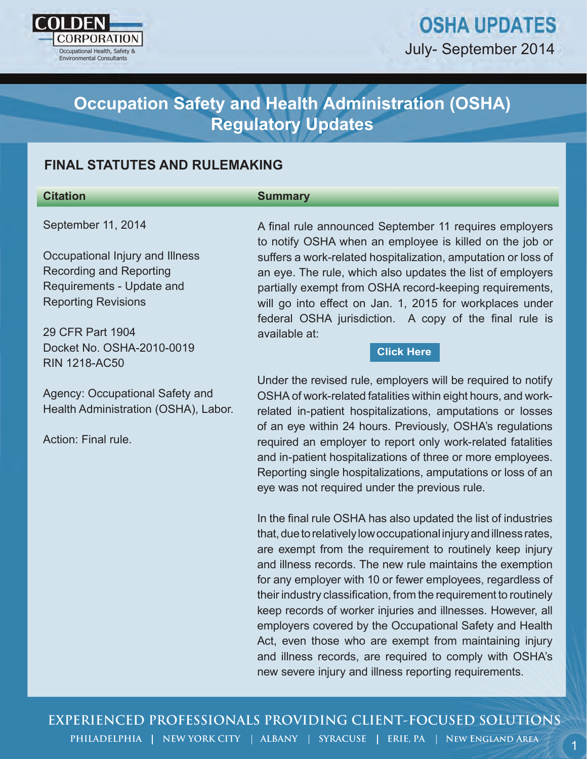# Occupation Safety and Health Administration (OSHA) Regulatory Updates

COLDEN CORPORATION
Occupational Health, Safety & Environmental Consultants

**OSHA UPDATES**
July- September 2014

## FINAL STATUTES AND RULEMAKING

| Citation | Summary |
|---|---|
| September 11, 2014<br><br>Occupational Injury and Illness Recording and Reporting Requirements - Update and Reporting Revisions<br><br>29 CFR Part 1904<br>Docket No. OSHA-2010-0019<br>RIN 1218-AC50<br><br>Agency: Occupational Safety and Health Administration (OSHA), Labor.<br><br>Action: Final rule. | A final rule announced September 11 requires employers to notify OSHA when an employee is killed on the job or suffers a work-related hospitalization, amputation or loss of an eye. The rule, which also updates the list of employers partially exempt from OSHA record-keeping requirements, will go into effect on Jan. 1, 2015 for workplaces under federal OSHA jurisdiction. A copy of the final rule is available at:<br><br>Click Here<br><br>Under the revised rule, employers will be required to notify OSHA of work-related fatalities within eight hours, and work-related in-patient hospitalizations, amputations or losses of an eye within 24 hours. Previously, OSHA's regulations required an employer to report only work-related fatalities and in-patient hospitalizations of three or more employees. Reporting single hospitalizations, amputations or loss of an eye was not required under the previous rule.<br><br>In the final rule OSHA has also updated the list of industries that, due to relatively low occupational injury and illness rates, are exempt from the requirement to routinely keep injury and illness records. The new rule maintains the exemption for any employer with 10 or fewer employees, regardless of their industry classification, from the requirement to routinely keep records of worker injuries and illnesses. However, all employers covered by the Occupational Safety and Health Act, even those who are exempt from maintaining injury and illness records, are required to comply with OSHA's new severe injury and illness reporting requirements. |

**EXPERIENCED PROFESSIONALS PROVIDING CLIENT-FOCUSED SOLUTIONS**

PHILADELPHIA | NEW YORK CITY | ALBANY | SYRACUSE | ERIE, PA | NEW ENGLAND AREA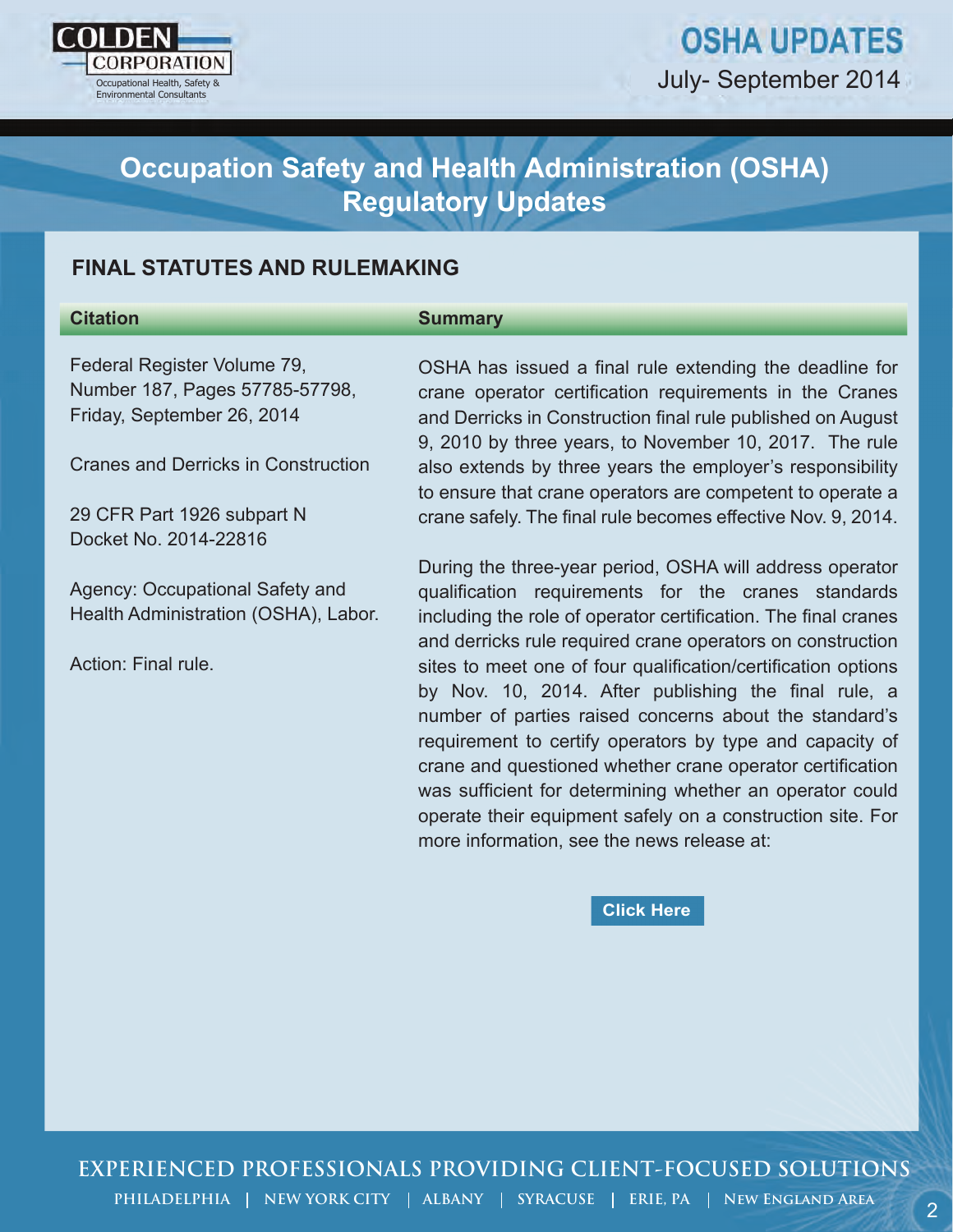# Occupation Safety and Health Administration (OSHA) Regulatory Updates

## FINAL STATUTES AND RULEMAKING

| Citation | Summary |
|---|---|
| Federal Register Volume 79, Number 187, Pages 57785-57798, Friday, September 26, 2014<br><br>Cranes and Derricks in Construction<br><br>29 CFR Part 1926 subpart N<br>Docket No. 2014-22816<br><br>Agency: Occupational Safety and Health Administration (OSHA), Labor.<br><br>Action: Final rule. | OSHA has issued a final rule extending the deadline for crane operator certification requirements in the Cranes and Derricks in Construction final rule published on August 9, 2010 by three years, to November 10, 2017. The rule also extends by three years the employer's responsibility to ensure that crane operators are competent to operate a crane safely. The final rule becomes effective Nov. 9, 2014.<br><br>During the three-year period, OSHA will address operator qualification requirements for the cranes standards including the role of operator certification. The final cranes and derricks rule required crane operators on construction sites to meet one of four qualification/certification options by Nov. 10, 2014. After publishing the final rule, a number of parties raised concerns about the standard's requirement to certify operators by type and capacity of crane and questioned whether crane operator certification was sufficient for determining whether an operator could operate their equipment safely on a construction site. For more information, see the news release at:<br><br>Click Here |

EXPERIENCED PROFESSIONALS PROVIDING CLIENT-FOCUSED SOLUTIONS

PHILADELPHIA | NEW YORK CITY | ALBANY | SYRACUSE | ERIE, PA | NEW ENGLAND AREA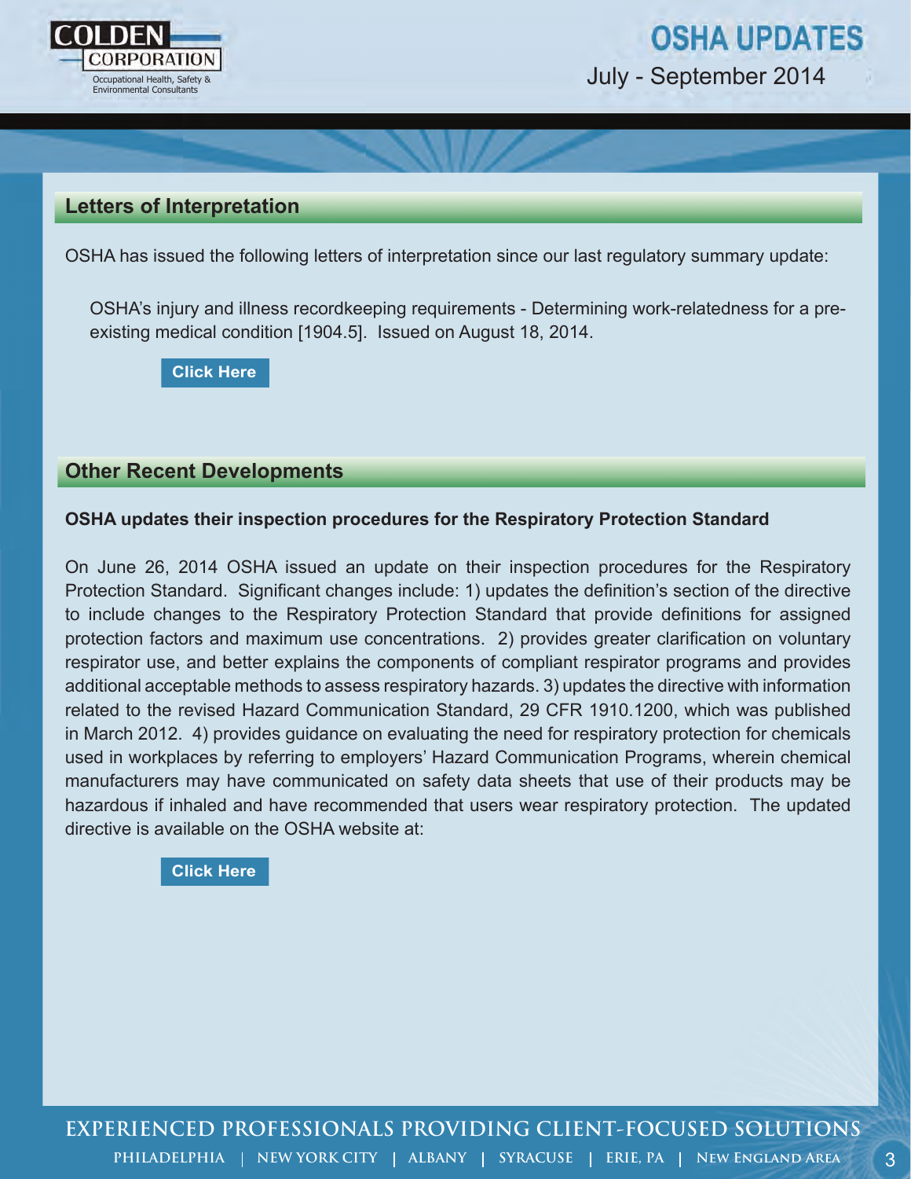## Letters of Interpretation

OSHA has issued the following letters of interpretation since our last regulatory summary update:

OSHA's injury and illness recordkeeping requirements - Determining work-relatedness for a pre-existing medical condition [1904.5]. Issued on August 18, 2014.

Click Here

## Other Recent Developments

**OSHA updates their inspection procedures for the Respiratory Protection Standard**

On June 26, 2014 OSHA issued an update on their inspection procedures for the Respiratory Protection Standard. Significant changes include: 1) updates the definition's section of the directive to include changes to the Respiratory Protection Standard that provide definitions for assigned protection factors and maximum use concentrations. 2) provides greater clarification on voluntary respirator use, and better explains the components of compliant respirator programs and provides additional acceptable methods to assess respiratory hazards. 3) updates the directive with information related to the revised Hazard Communication Standard, 29 CFR 1910.1200, which was published in March 2012. 4) provides guidance on evaluating the need for respiratory protection for chemicals used in workplaces by referring to employers' Hazard Communication Programs, wherein chemical manufacturers may have communicated on safety data sheets that use of their products may be hazardous if inhaled and have recommended that users wear respiratory protection. The updated directive is available on the OSHA website at:

Click Here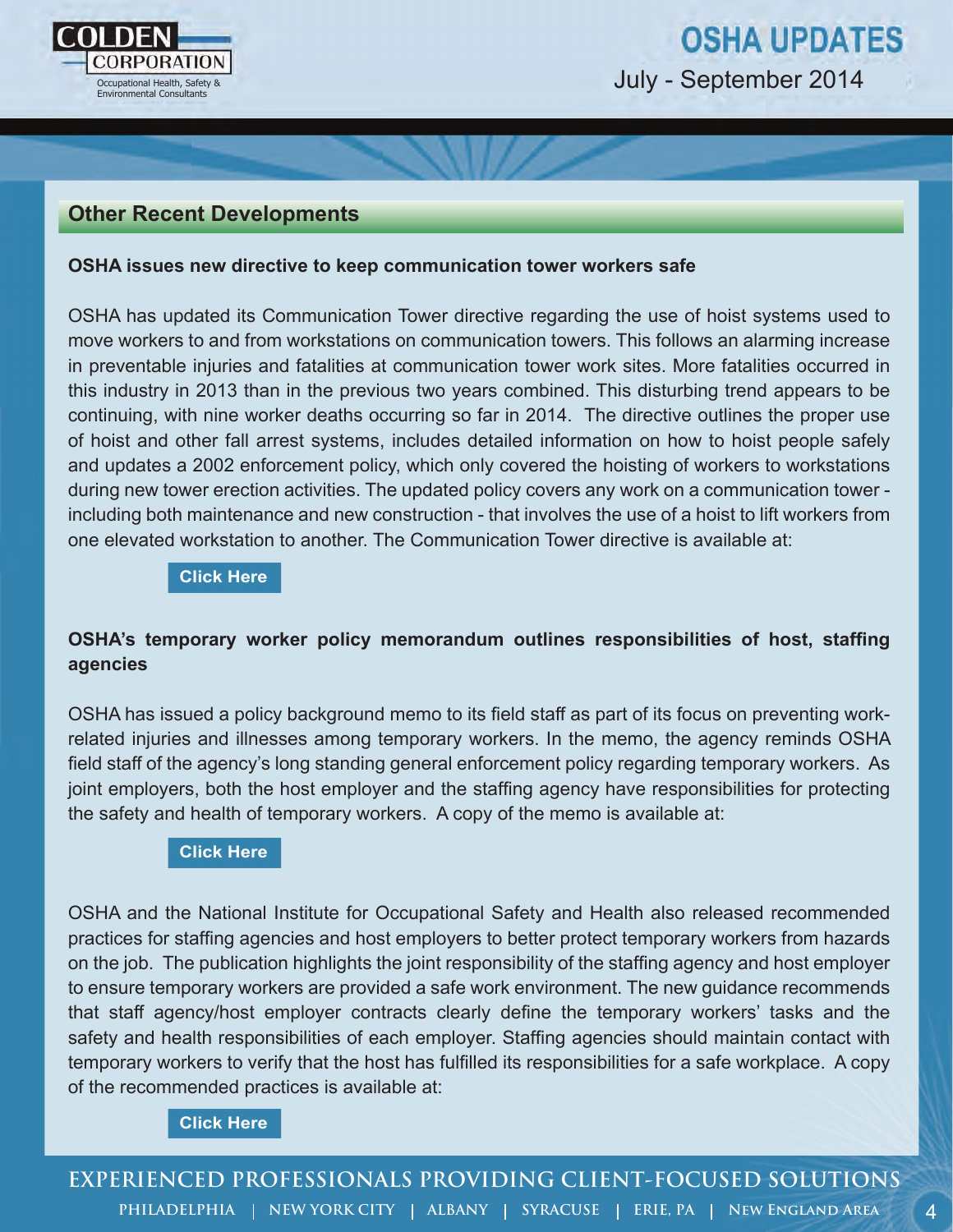## Other Recent Developments

**OSHA issues new directive to keep communication tower workers safe**

OSHA has updated its Communication Tower directive regarding the use of hoist systems used to move workers to and from workstations on communication towers. This follows an alarming increase in preventable injuries and fatalities at communication tower work sites. More fatalities occurred in this industry in 2013 than in the previous two years combined. This disturbing trend appears to be continuing, with nine worker deaths occurring so far in 2014. The directive outlines the proper use of hoist and other fall arrest systems, includes detailed information on how to hoist people safely and updates a 2002 enforcement policy, which only covered the hoisting of workers to workstations during new tower erection activities. The updated policy covers any work on a communication tower - including both maintenance and new construction - that involves the use of a hoist to lift workers from one elevated workstation to another. The Communication Tower directive is available at:

Click Here

**OSHA's temporary worker policy memorandum outlines responsibilities of host, staffing agencies**

OSHA has issued a policy background memo to its field staff as part of its focus on preventing work-related injuries and illnesses among temporary workers. In the memo, the agency reminds OSHA field staff of the agency's long standing general enforcement policy regarding temporary workers. As joint employers, both the host employer and the staffing agency have responsibilities for protecting the safety and health of temporary workers. A copy of the memo is available at:

Click Here

OSHA and the National Institute for Occupational Safety and Health also released recommended practices for staffing agencies and host employers to better protect temporary workers from hazards on the job. The publication highlights the joint responsibility of the staffing agency and host employer to ensure temporary workers are provided a safe work environment. The new guidance recommends that staff agency/host employer contracts clearly define the temporary workers' tasks and the safety and health responsibilities of each employer. Staffing agencies should maintain contact with temporary workers to verify that the host has fulfilled its responsibilities for a safe workplace. A copy of the recommended practices is available at:

Click Here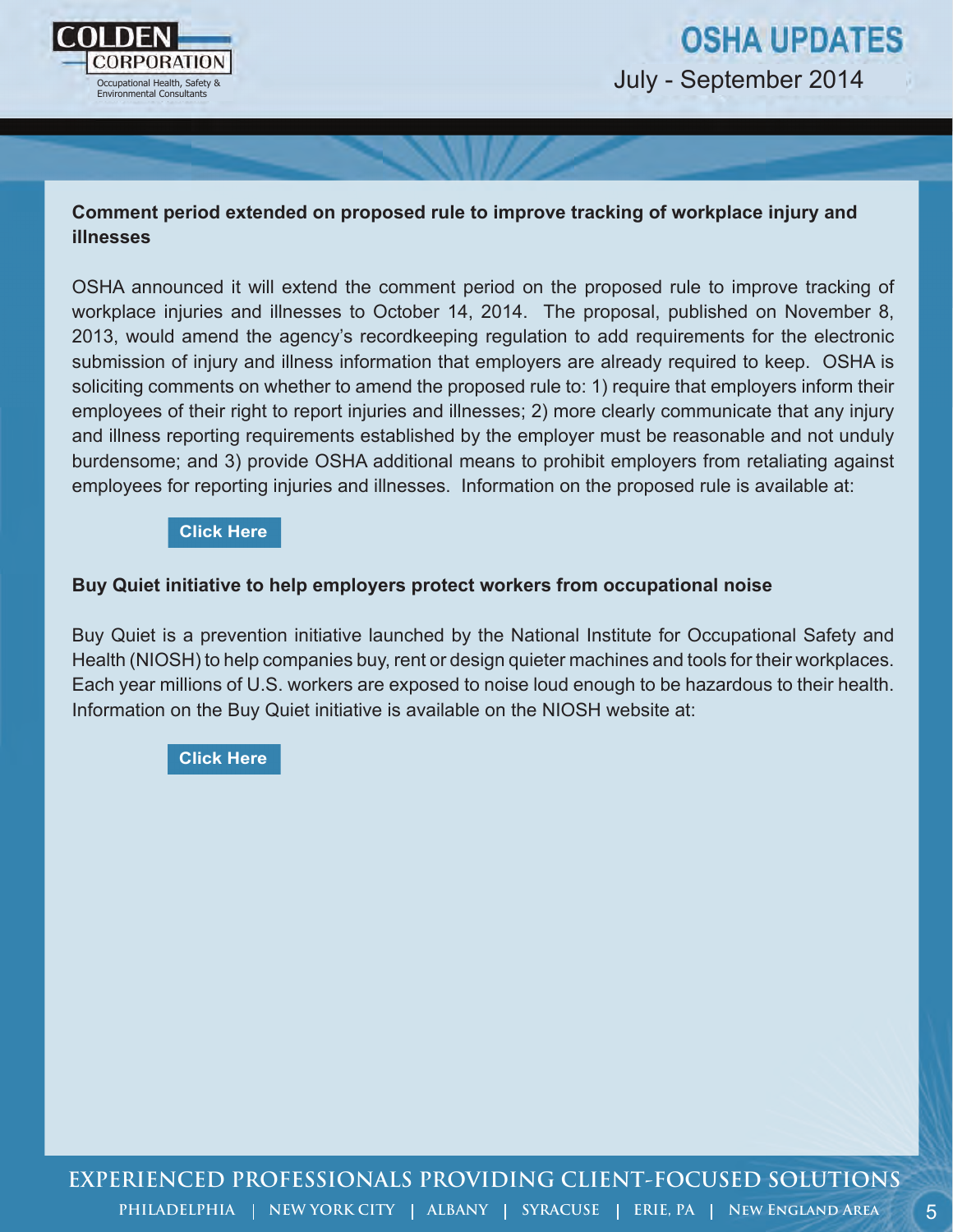### Comment period extended on proposed rule to improve tracking of workplace injury and illnesses

OSHA announced it will extend the comment period on the proposed rule to improve tracking of workplace injuries and illnesses to October 14, 2014. The proposal, published on November 8, 2013, would amend the agency's recordkeeping regulation to add requirements for the electronic submission of injury and illness information that employers are already required to keep. OSHA is soliciting comments on whether to amend the proposed rule to: 1) require that employers inform their employees of their right to report injuries and illnesses; 2) more clearly communicate that any injury and illness reporting requirements established by the employer must be reasonable and not unduly burdensome; and 3) provide OSHA additional means to prohibit employers from retaliating against employees for reporting injuries and illnesses. Information on the proposed rule is available at:

**Click Here**

### Buy Quiet initiative to help employers protect workers from occupational noise

Buy Quiet is a prevention initiative launched by the National Institute for Occupational Safety and Health (NIOSH) to help companies buy, rent or design quieter machines and tools for their workplaces. Each year millions of U.S. workers are exposed to noise loud enough to be hazardous to their health. Information on the Buy Quiet initiative is available on the NIOSH website at:

**Click Here**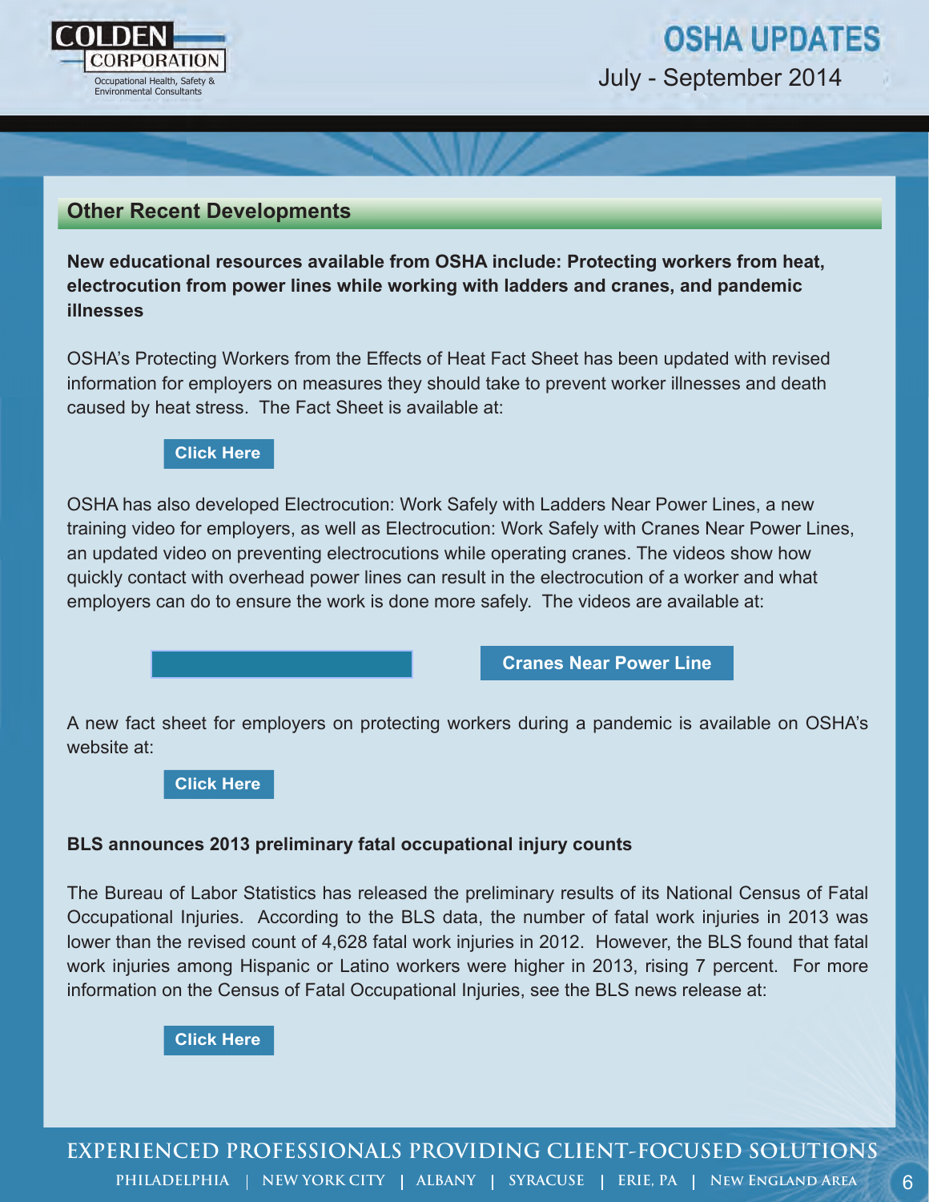## Other Recent Developments

**New educational resources available from OSHA include: Protecting workers from heat, electrocution from power lines while working with ladders and cranes, and pandemic illnesses**

OSHA's Protecting Workers from the Effects of Heat Fact Sheet has been updated with revised information for employers on measures they should take to prevent worker illnesses and death caused by heat stress. The Fact Sheet is available at:

Click Here

OSHA has also developed Electrocution: Work Safely with Ladders Near Power Lines, a new training video for employers, as well as Electrocution: Work Safely with Cranes Near Power Lines, an updated video on preventing electrocutions while operating cranes. The videos show how quickly contact with overhead power lines can result in the electrocution of a worker and what employers can do to ensure the work is done more safely. The videos are available at:

Cranes Near Power Line

A new fact sheet for employers on protecting workers during a pandemic is available on OSHA's website at:

Click Here

**BLS announces 2013 preliminary fatal occupational injury counts**

The Bureau of Labor Statistics has released the preliminary results of its National Census of Fatal Occupational Injuries. According to the BLS data, the number of fatal work injuries in 2013 was lower than the revised count of 4,628 fatal work injuries in 2012. However, the BLS found that fatal work injuries among Hispanic or Latino workers were higher in 2013, rising 7 percent. For more information on the Census of Fatal Occupational Injuries, see the BLS news release at:

Click Here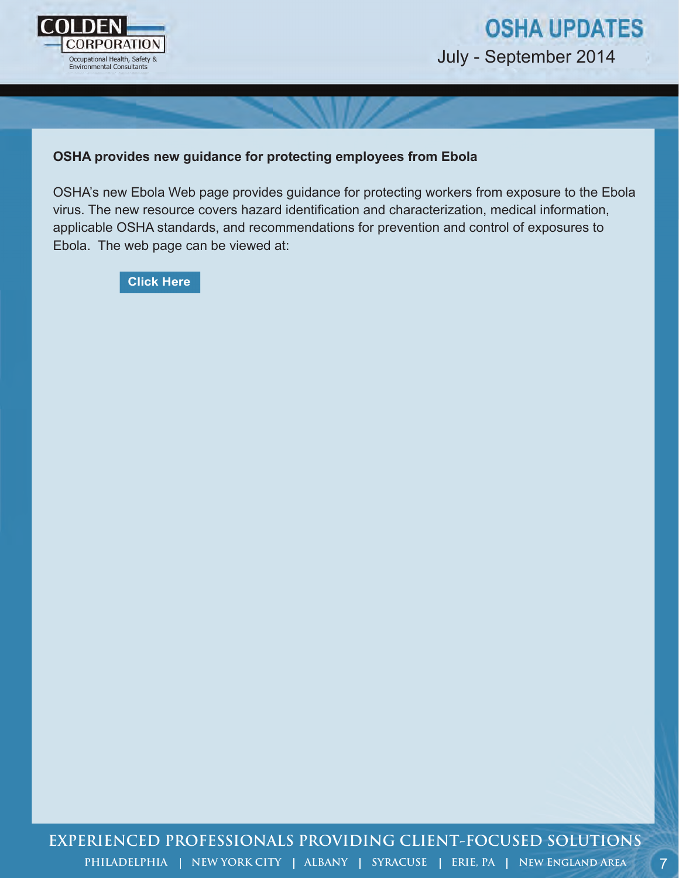### OSHA provides new guidance for protecting employees from Ebola

OSHA's new Ebola Web page provides guidance for protecting workers from exposure to the Ebola virus. The new resource covers hazard identification and characterization, medical information, applicable OSHA standards, and recommendations for prevention and control of exposures to Ebola. The web page can be viewed at:

Click Here